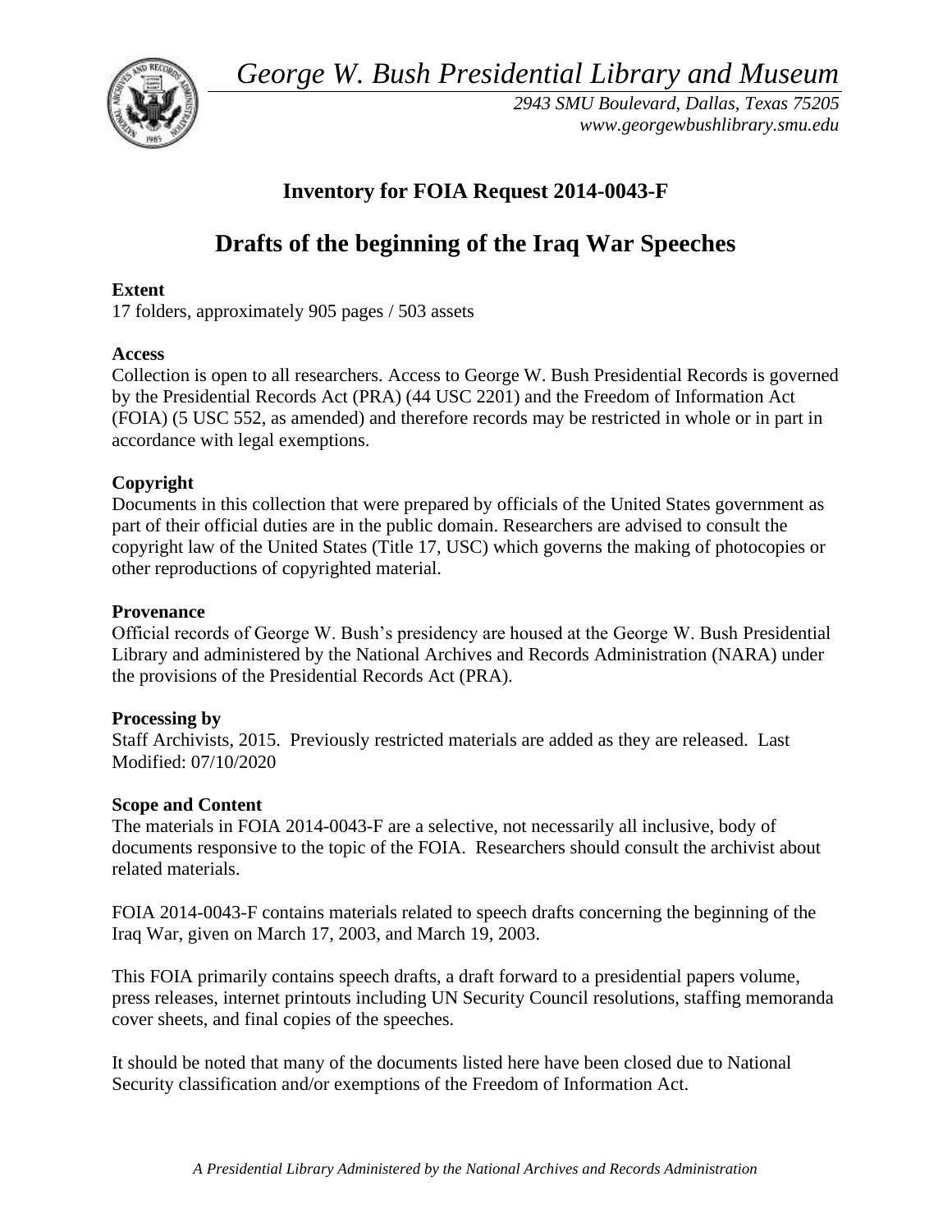*George W. Bush Presidential Library and Museum*

*2943 SMU Boulevard, Dallas, Texas 75205*
*www.georgewbushlibrary.smu.edu*

## Inventory for FOIA Request 2014-0043-F

# Drafts of the beginning of the Iraq War Speeches

**Extent**
17 folders, approximately 905 pages / 503 assets

**Access**
Collection is open to all researchers. Access to George W. Bush Presidential Records is governed by the Presidential Records Act (PRA) (44 USC 2201) and the Freedom of Information Act (FOIA) (5 USC 552, as amended) and therefore records may be restricted in whole or in part in accordance with legal exemptions.

**Copyright**
Documents in this collection that were prepared by officials of the United States government as part of their official duties are in the public domain. Researchers are advised to consult the copyright law of the United States (Title 17, USC) which governs the making of photocopies or other reproductions of copyrighted material.

**Provenance**
Official records of George W. Bush's presidency are housed at the George W. Bush Presidential Library and administered by the National Archives and Records Administration (NARA) under the provisions of the Presidential Records Act (PRA).

**Processing by**
Staff Archivists, 2015. Previously restricted materials are added as they are released. Last Modified: 07/10/2020

**Scope and Content**
The materials in FOIA 2014-0043-F are a selective, not necessarily all inclusive, body of documents responsive to the topic of the FOIA. Researchers should consult the archivist about related materials.

FOIA 2014-0043-F contains materials related to speech drafts concerning the beginning of the Iraq War, given on March 17, 2003, and March 19, 2003.

This FOIA primarily contains speech drafts, a draft forward to a presidential papers volume, press releases, internet printouts including UN Security Council resolutions, staffing memoranda cover sheets, and final copies of the speeches.

It should be noted that many of the documents listed here have been closed due to National Security classification and/or exemptions of the Freedom of Information Act.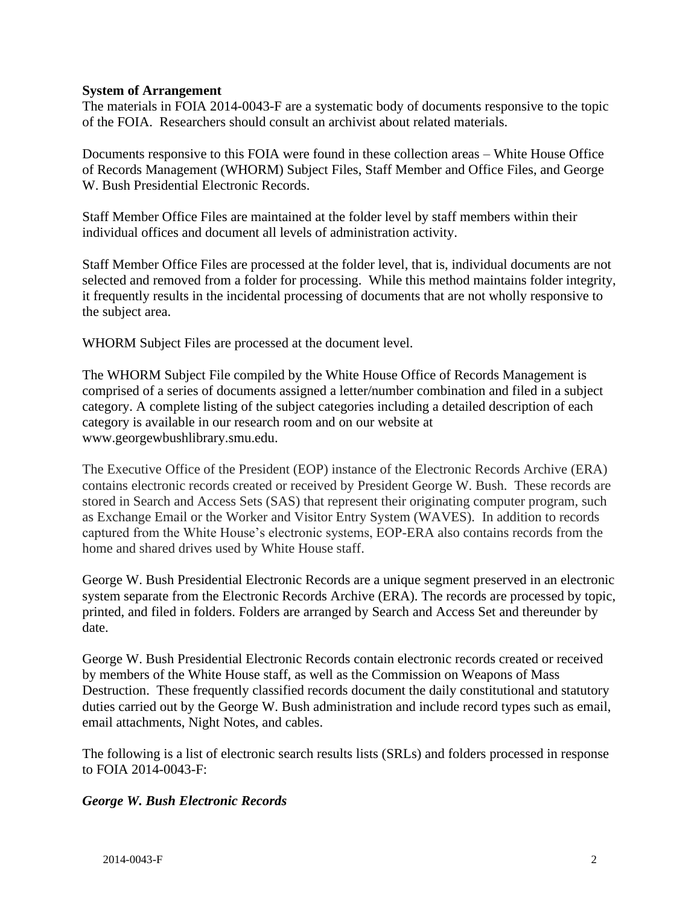**System of Arrangement**

The materials in FOIA 2014-0043-F are a systematic body of documents responsive to the topic of the FOIA. Researchers should consult an archivist about related materials.

Documents responsive to this FOIA were found in these collection areas – White House Office of Records Management (WHORM) Subject Files, Staff Member and Office Files, and George W. Bush Presidential Electronic Records.

Staff Member Office Files are maintained at the folder level by staff members within their individual offices and document all levels of administration activity.

Staff Member Office Files are processed at the folder level, that is, individual documents are not selected and removed from a folder for processing. While this method maintains folder integrity, it frequently results in the incidental processing of documents that are not wholly responsive to the subject area.

WHORM Subject Files are processed at the document level.

The WHORM Subject File compiled by the White House Office of Records Management is comprised of a series of documents assigned a letter/number combination and filed in a subject category. A complete listing of the subject categories including a detailed description of each category is available in our research room and on our website at www.georgewbushlibrary.smu.edu.

The Executive Office of the President (EOP) instance of the Electronic Records Archive (ERA) contains electronic records created or received by President George W. Bush. These records are stored in Search and Access Sets (SAS) that represent their originating computer program, such as Exchange Email or the Worker and Visitor Entry System (WAVES). In addition to records captured from the White House's electronic systems, EOP-ERA also contains records from the home and shared drives used by White House staff.

George W. Bush Presidential Electronic Records are a unique segment preserved in an electronic system separate from the Electronic Records Archive (ERA). The records are processed by topic, printed, and filed in folders. Folders are arranged by Search and Access Set and thereunder by date.

George W. Bush Presidential Electronic Records contain electronic records created or received by members of the White House staff, as well as the Commission on Weapons of Mass Destruction. These frequently classified records document the daily constitutional and statutory duties carried out by the George W. Bush administration and include record types such as email, email attachments, Night Notes, and cables.

The following is a list of electronic search results lists (SRLs) and folders processed in response to FOIA 2014-0043-F:

***George W. Bush Electronic Records***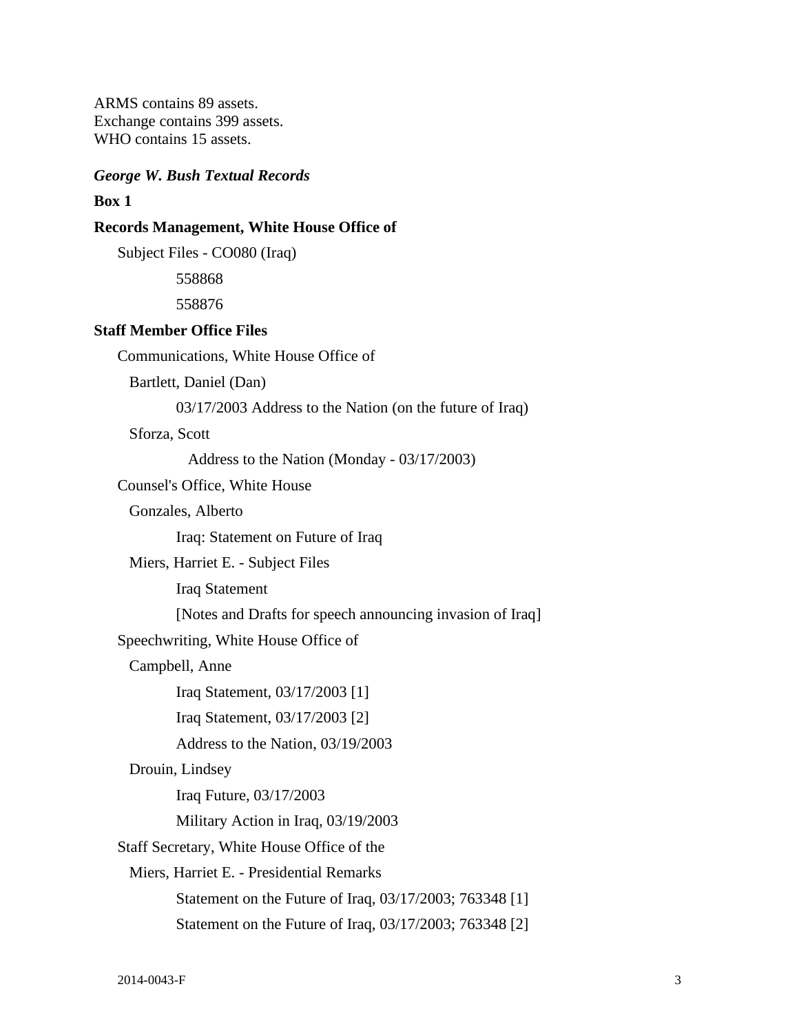ARMS contains 89 assets.
Exchange contains 399 assets.
WHO contains 15 assets.

***George W. Bush Textual Records***

**Box 1**

**Records Management, White House Office of**

- Subject Files - CO080 (Iraq)
  - 558868
  - 558876

**Staff Member Office Files**

- Communications, White House Office of
  - Bartlett, Daniel (Dan)
    - 03/17/2003 Address to the Nation (on the future of Iraq)
  - Sforza, Scott
    - Address to the Nation (Monday - 03/17/2003)
- Counsel's Office, White House
  - Gonzales, Alberto
    - Iraq: Statement on Future of Iraq
  - Miers, Harriet E. - Subject Files
    - Iraq Statement
    - [Notes and Drafts for speech announcing invasion of Iraq]
- Speechwriting, White House Office of
  - Campbell, Anne
    - Iraq Statement, 03/17/2003 [1]
    - Iraq Statement, 03/17/2003 [2]
    - Address to the Nation, 03/19/2003
  - Drouin, Lindsey
    - Iraq Future, 03/17/2003
    - Military Action in Iraq, 03/19/2003
- Staff Secretary, White House Office of the
  - Miers, Harriet E. - Presidential Remarks
    - Statement on the Future of Iraq, 03/17/2003; 763348 [1]
    - Statement on the Future of Iraq, 03/17/2003; 763348 [2]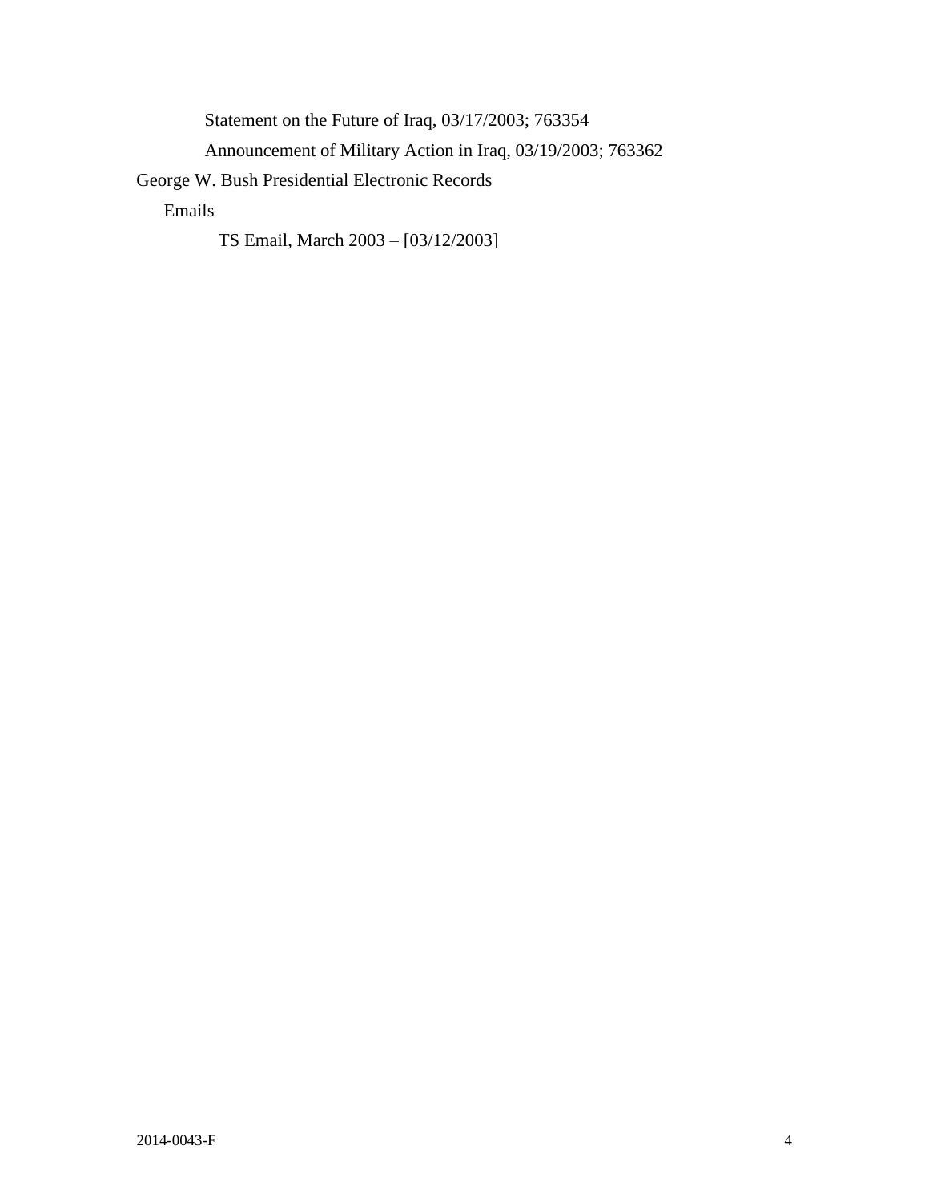Statement on the Future of Iraq, 03/17/2003; 763354

Announcement of Military Action in Iraq, 03/19/2003; 763362

George W. Bush Presidential Electronic Records

Emails

TS Email, March 2003 – [03/12/2003]